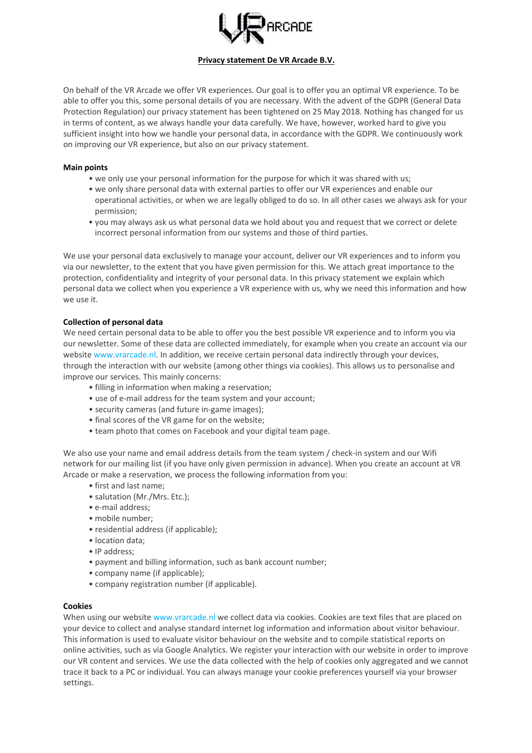# Privacy statement De VR Arcade B.V.

On behalf of the VR Arcade we offer VR experiences. Our goal is to offer you an optimal VR experience. To be able to offer you this, some personal details of you are necessary. With the advent of the GDPR (General Data Protection Regulation) our privacy statement has been tightened on 25 May 2018. Nothing has changed for us in terms of content, as we always handle your data carefully. We have, however, worked hard to give you sufficient insight into how we handle your personal data, in accordance with the GDPR. We continuously work on improving our VR experience, but also on our privacy statement.

**Main points**

- we only use your personal information for the purpose for which it was shared with us;
- we only share personal data with external parties to offer our VR experiences and enable our operational activities, or when we are legally obliged to do so. In all other cases we always ask for your permission;
- you may always ask us what personal data we hold about you and request that we correct or delete incorrect personal information from our systems and those of third parties.

We use your personal data exclusively to manage your account, deliver our VR experiences and to inform you via our newsletter, to the extent that you have given permission for this. We attach great importance to the protection, confidentiality and integrity of your personal data. In this privacy statement we explain which personal data we collect when you experience a VR experience with us, why we need this information and how we use it.

**Collection of personal data**

We need certain personal data to be able to offer you the best possible VR experience and to inform you via our newsletter. Some of these data are collected immediately, for example when you create an account via our website www.vrarcade.nl. In addition, we receive certain personal data indirectly through your devices, through the interaction with our website (among other things via cookies). This allows us to personalise and improve our services. This mainly concerns:

- filling in information when making a reservation;
- use of e-mail address for the team system and your account;
- security cameras (and future in-game images);
- final scores of the VR game for on the website;
- team photo that comes on Facebook and your digital team page.

We also use your name and email address details from the team system / check-in system and our Wifi network for our mailing list (if you have only given permission in advance). When you create an account at VR Arcade or make a reservation, we process the following information from you:

- first and last name;
- salutation (Mr./Mrs. Etc.);
- e-mail address;
- mobile number;
- residential address (if applicable);
- location data;
- IP address;
- payment and billing information, such as bank account number;
- company name (if applicable);
- company registration number (if applicable).

**Cookies**

When using our website www.vrarcade.nl we collect data via cookies. Cookies are text files that are placed on your device to collect and analyse standard internet log information and information about visitor behaviour. This information is used to evaluate visitor behaviour on the website and to compile statistical reports on online activities, such as via Google Analytics. We register your interaction with our website in order to improve our VR content and services. We use the data collected with the help of cookies only aggregated and we cannot trace it back to a PC or individual. You can always manage your cookie preferences yourself via your browser settings.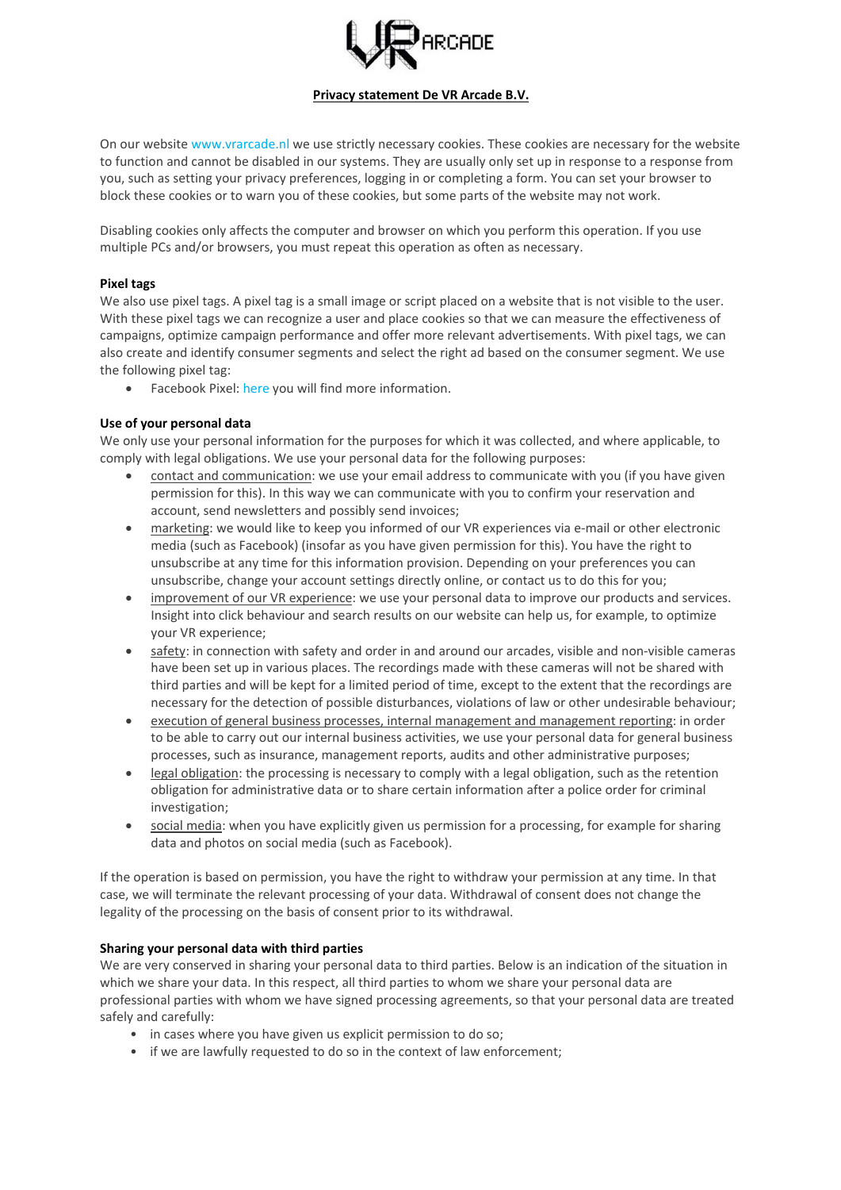**Privacy statement De VR Arcade B.V.**

On our website www.vrarcade.nl we use strictly necessary cookies. These cookies are necessary for the website to function and cannot be disabled in our systems. They are usually only set up in response to a response from you, such as setting your privacy preferences, logging in or completing a form. You can set your browser to block these cookies or to warn you of these cookies, but some parts of the website may not work.

Disabling cookies only affects the computer and browser on which you perform this operation. If you use multiple PCs and/or browsers, you must repeat this operation as often as necessary.

**Pixel tags**

We also use pixel tags. A pixel tag is a small image or script placed on a website that is not visible to the user. With these pixel tags we can recognize a user and place cookies so that we can measure the effectiveness of campaigns, optimize campaign performance and offer more relevant advertisements. With pixel tags, we can also create and identify consumer segments and select the right ad based on the consumer segment. We use the following pixel tag:

- Facebook Pixel: here you will find more information.

**Use of your personal data**

We only use your personal information for the purposes for which it was collected, and where applicable, to comply with legal obligations. We use your personal data for the following purposes:

- contact and communication: we use your email address to communicate with you (if you have given permission for this). In this way we can communicate with you to confirm your reservation and account, send newsletters and possibly send invoices;
- marketing: we would like to keep you informed of our VR experiences via e-mail or other electronic media (such as Facebook) (insofar as you have given permission for this). You have the right to unsubscribe at any time for this information provision. Depending on your preferences you can unsubscribe, change your account settings directly online, or contact us to do this for you;
- improvement of our VR experience: we use your personal data to improve our products and services. Insight into click behaviour and search results on our website can help us, for example, to optimize your VR experience;
- safety: in connection with safety and order in and around our arcades, visible and non-visible cameras have been set up in various places. The recordings made with these cameras will not be shared with third parties and will be kept for a limited period of time, except to the extent that the recordings are necessary for the detection of possible disturbances, violations of law or other undesirable behaviour;
- execution of general business processes, internal management and management reporting: in order to be able to carry out our internal business activities, we use your personal data for general business processes, such as insurance, management reports, audits and other administrative purposes;
- legal obligation: the processing is necessary to comply with a legal obligation, such as the retention obligation for administrative data or to share certain information after a police order for criminal investigation;
- social media: when you have explicitly given us permission for a processing, for example for sharing data and photos on social media (such as Facebook).

If the operation is based on permission, you have the right to withdraw your permission at any time. In that case, we will terminate the relevant processing of your data. Withdrawal of consent does not change the legality of the processing on the basis of consent prior to its withdrawal.

**Sharing your personal data with third parties**

We are very conserved in sharing your personal data to third parties. Below is an indication of the situation in which we share your data. In this respect, all third parties to whom we share your personal data are professional parties with whom we have signed processing agreements, so that your personal data are treated safely and carefully:

- in cases where you have given us explicit permission to do so;
- if we are lawfully requested to do so in the context of law enforcement;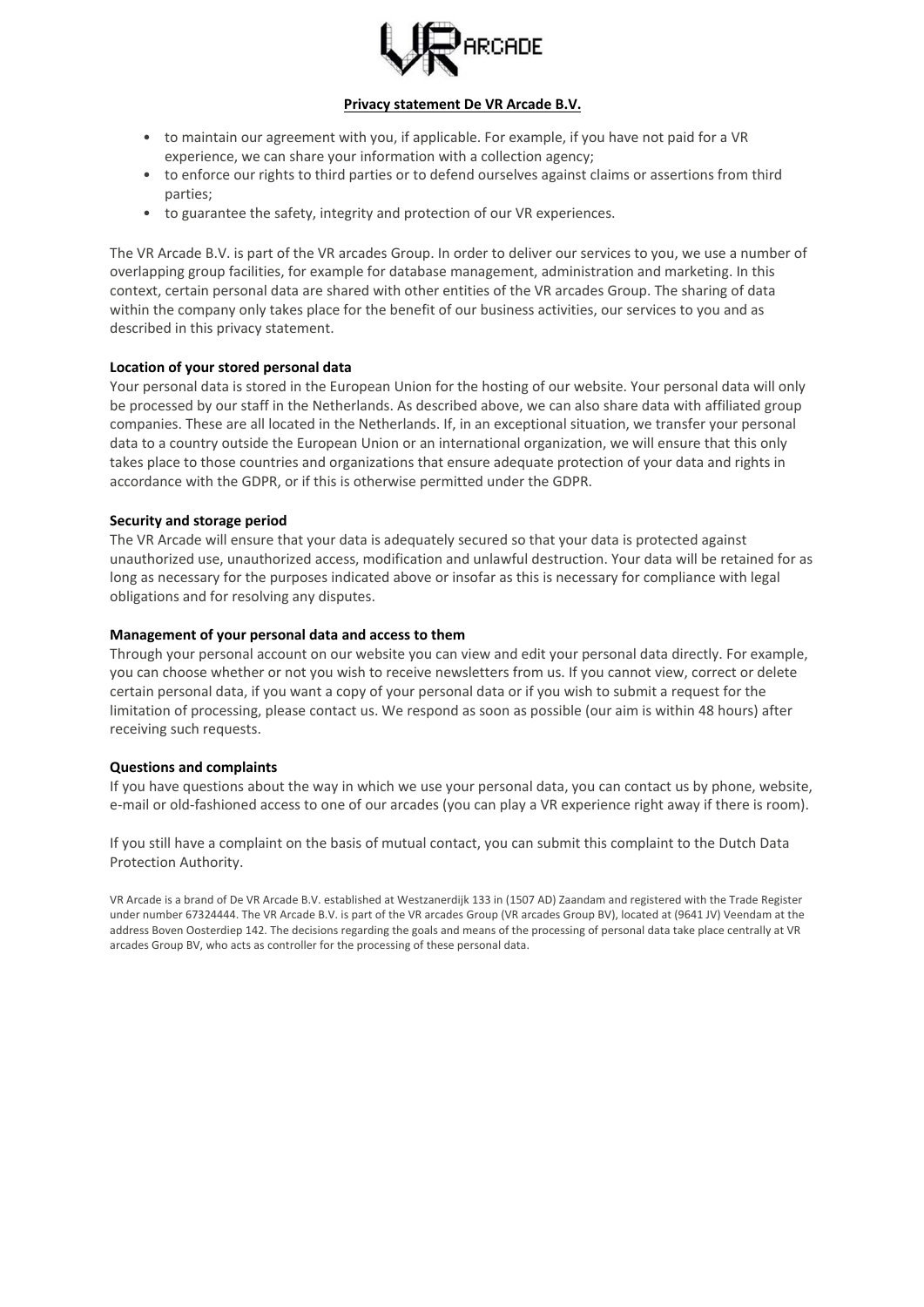**Privacy statement De VR Arcade B.V.**

- to maintain our agreement with you, if applicable. For example, if you have not paid for a VR experience, we can share your information with a collection agency;
- to enforce our rights to third parties or to defend ourselves against claims or assertions from third parties;
- to guarantee the safety, integrity and protection of our VR experiences.

The VR Arcade B.V. is part of the VR arcades Group. In order to deliver our services to you, we use a number of overlapping group facilities, for example for database management, administration and marketing. In this context, certain personal data are shared with other entities of the VR arcades Group. The sharing of data within the company only takes place for the benefit of our business activities, our services to you and as described in this privacy statement.

**Location of your stored personal data**

Your personal data is stored in the European Union for the hosting of our website. Your personal data will only be processed by our staff in the Netherlands. As described above, we can also share data with affiliated group companies. These are all located in the Netherlands. If, in an exceptional situation, we transfer your personal data to a country outside the European Union or an international organization, we will ensure that this only takes place to those countries and organizations that ensure adequate protection of your data and rights in accordance with the GDPR, or if this is otherwise permitted under the GDPR.

**Security and storage period**

The VR Arcade will ensure that your data is adequately secured so that your data is protected against unauthorized use, unauthorized access, modification and unlawful destruction. Your data will be retained for as long as necessary for the purposes indicated above or insofar as this is necessary for compliance with legal obligations and for resolving any disputes.

**Management of your personal data and access to them**

Through your personal account on our website you can view and edit your personal data directly. For example, you can choose whether or not you wish to receive newsletters from us. If you cannot view, correct or delete certain personal data, if you want a copy of your personal data or if you wish to submit a request for the limitation of processing, please contact us. We respond as soon as possible (our aim is within 48 hours) after receiving such requests.

**Questions and complaints**

If you have questions about the way in which we use your personal data, you can contact us by phone, website, e-mail or old-fashioned access to one of our arcades (you can play a VR experience right away if there is room).

If you still have a complaint on the basis of mutual contact, you can submit this complaint to the Dutch Data Protection Authority.

VR Arcade is a brand of De VR Arcade B.V. established at Westzanerdijk 133 in (1507 AD) Zaandam and registered with the Trade Register under number 67324444. The VR Arcade B.V. is part of the VR arcades Group (VR arcades Group BV), located at (9641 JV) Veendam at the address Boven Oosterdiep 142. The decisions regarding the goals and means of the processing of personal data take place centrally at VR arcades Group BV, who acts as controller for the processing of these personal data.